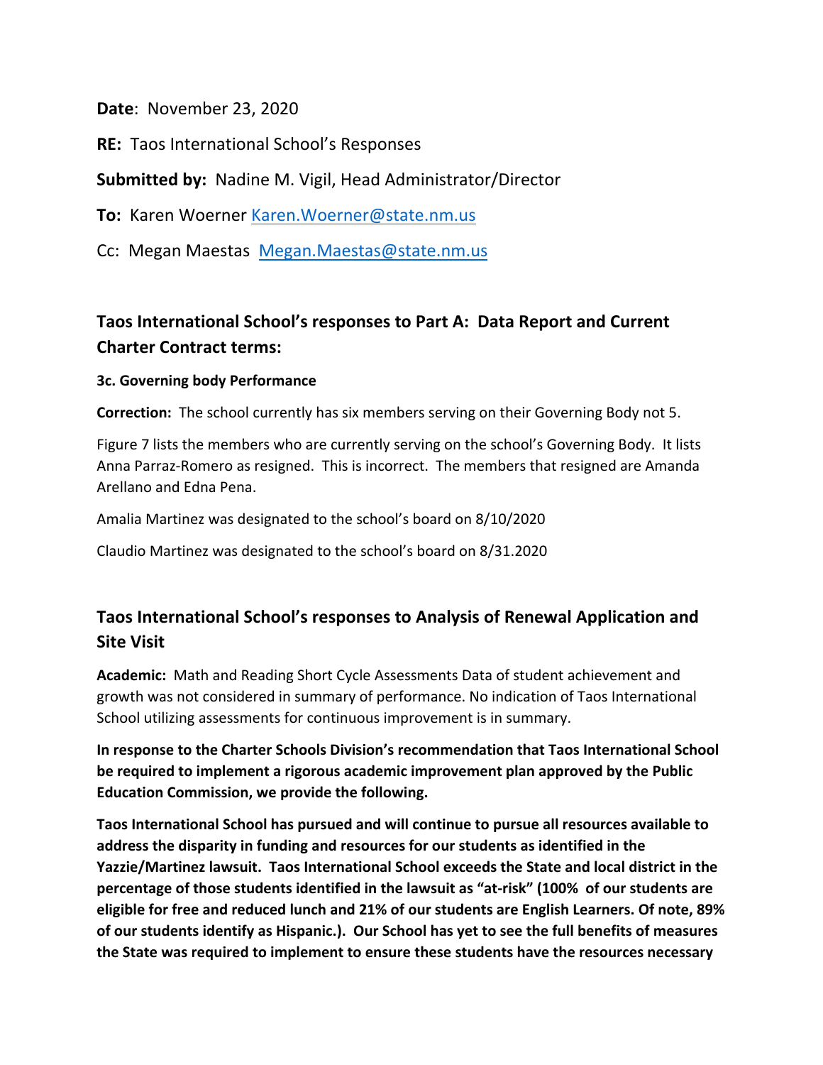**Date**: November 23, 2020

**RE:** Taos International School's Responses

**Submitted by:** Nadine M. Vigil, Head Administrator/Director

**To:** Karen Woerner Karen.Woerner@state.nm.us

Cc: Megan Maestas Megan.Maestas@state.nm.us

## Taos International School's responses to Part A: Data Report and Current Charter Contract terms:

**3c. Governing body Performance**

**Correction:** The school currently has six members serving on their Governing Body not 5.

Figure 7 lists the members who are currently serving on the school's Governing Body. It lists Anna Parraz-Romero as resigned. This is incorrect. The members that resigned are Amanda Arellano and Edna Pena.

Amalia Martinez was designated to the school's board on 8/10/2020

Claudio Martinez was designated to the school's board on 8/31.2020

## Taos International School's responses to Analysis of Renewal Application and Site Visit

**Academic:** Math and Reading Short Cycle Assessments Data of student achievement and growth was not considered in summary of performance. No indication of Taos International School utilizing assessments for continuous improvement is in summary.

**In response to the Charter Schools Division's recommendation that Taos International School be required to implement a rigorous academic improvement plan approved by the Public Education Commission, we provide the following.**

**Taos International School has pursued and will continue to pursue all resources available to address the disparity in funding and resources for our students as identified in the Yazzie/Martinez lawsuit. Taos International School exceeds the State and local district in the percentage of those students identified in the lawsuit as "at-risk" (100% of our students are eligible for free and reduced lunch and 21% of our students are English Learners. Of note, 89% of our students identify as Hispanic.). Our School has yet to see the full benefits of measures the State was required to implement to ensure these students have the resources necessary**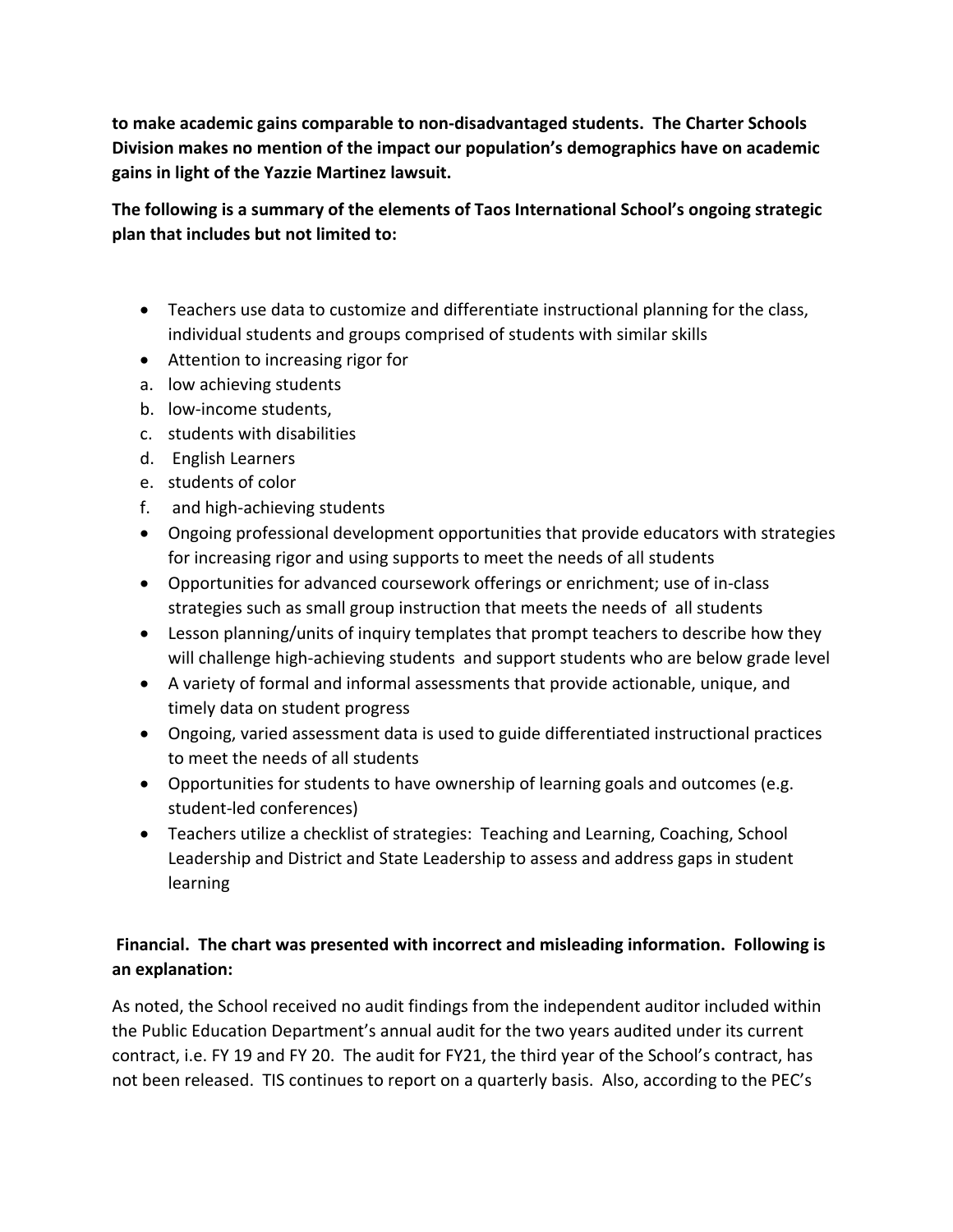**to make academic gains comparable to non-disadvantaged students. The Charter Schools Division makes no mention of the impact our population's demographics have on academic gains in light of the Yazzie Martinez lawsuit.**

**The following is a summary of the elements of Taos International School's ongoing strategic plan that includes but not limited to:**

- Teachers use data to customize and differentiate instructional planning for the class, individual students and groups comprised of students with similar skills
- Attention to increasing rigor for
  a. low achieving students
  b. low-income students,
  c. students with disabilities
  d. English Learners
  e. students of color
  f. and high-achieving students
- Ongoing professional development opportunities that provide educators with strategies for increasing rigor and using supports to meet the needs of all students
- Opportunities for advanced coursework offerings or enrichment; use of in-class strategies such as small group instruction that meets the needs of all students
- Lesson planning/units of inquiry templates that prompt teachers to describe how they will challenge high-achieving students and support students who are below grade level
- A variety of formal and informal assessments that provide actionable, unique, and timely data on student progress
- Ongoing, varied assessment data is used to guide differentiated instructional practices to meet the needs of all students
- Opportunities for students to have ownership of learning goals and outcomes (e.g. student-led conferences)
- Teachers utilize a checklist of strategies: Teaching and Learning, Coaching, School Leadership and District and State Leadership to assess and address gaps in student learning

**Financial. The chart was presented with incorrect and misleading information. Following is an explanation:**

As noted, the School received no audit findings from the independent auditor included within the Public Education Department's annual audit for the two years audited under its current contract, i.e. FY 19 and FY 20. The audit for FY21, the third year of the School's contract, has not been released. TIS continues to report on a quarterly basis. Also, according to the PEC's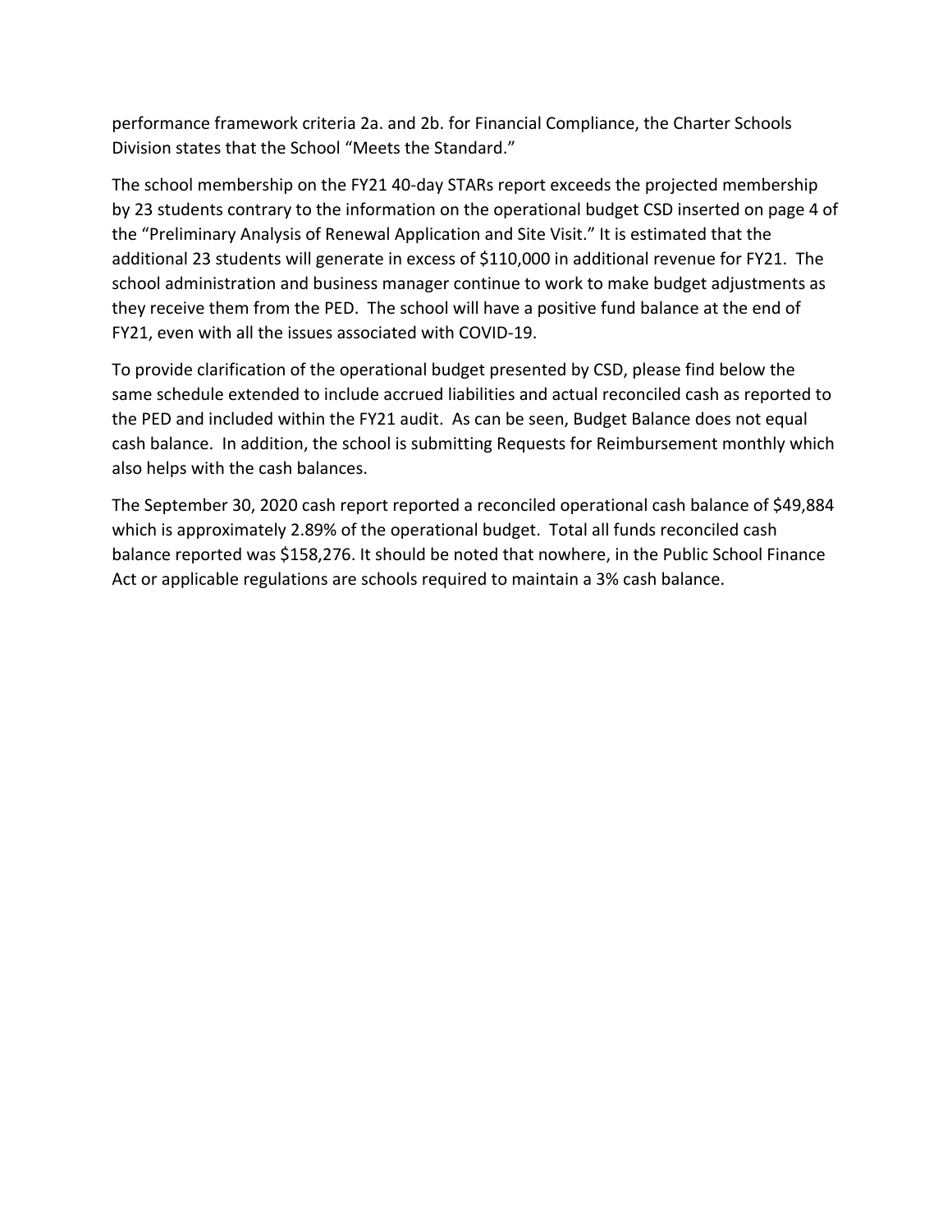performance framework criteria 2a. and 2b. for Financial Compliance, the Charter Schools Division states that the School "Meets the Standard."

The school membership on the FY21 40-day STARs report exceeds the projected membership by 23 students contrary to the information on the operational budget CSD inserted on page 4 of the "Preliminary Analysis of Renewal Application and Site Visit." It is estimated that the additional 23 students will generate in excess of $110,000 in additional revenue for FY21. The school administration and business manager continue to work to make budget adjustments as they receive them from the PED. The school will have a positive fund balance at the end of FY21, even with all the issues associated with COVID-19.

To provide clarification of the operational budget presented by CSD, please find below the same schedule extended to include accrued liabilities and actual reconciled cash as reported to the PED and included within the FY21 audit. As can be seen, Budget Balance does not equal cash balance. In addition, the school is submitting Requests for Reimbursement monthly which also helps with the cash balances.

The September 30, 2020 cash report reported a reconciled operational cash balance of $49,884 which is approximately 2.89% of the operational budget. Total all funds reconciled cash balance reported was $158,276. It should be noted that nowhere, in the Public School Finance Act or applicable regulations are schools required to maintain a 3% cash balance.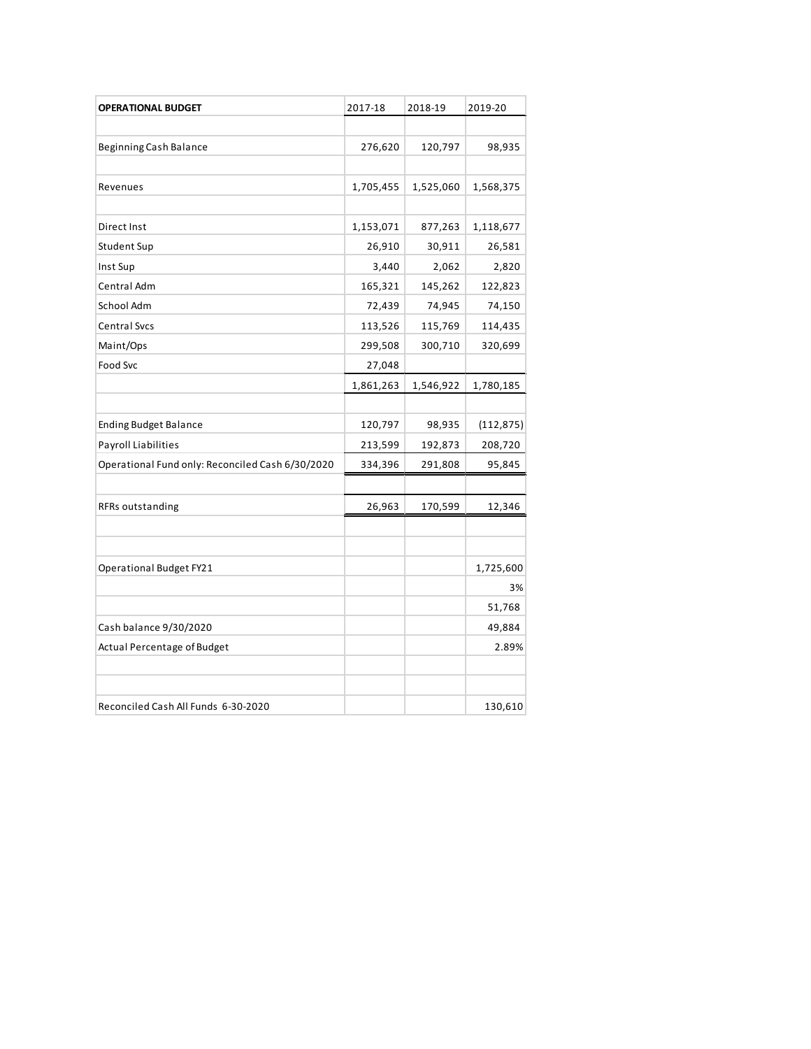| OPERATIONAL BUDGET | 2017-18 | 2018-19 | 2019-20 |
|---|---|---|---|
| | | | |
| Beginning Cash Balance | 276,620 | 120,797 | 98,935 |
| | | | |
| Revenues | 1,705,455 | 1,525,060 | 1,568,375 |
| | | | |
| Direct Inst | 1,153,071 | 877,263 | 1,118,677 |
| Student Sup | 26,910 | 30,911 | 26,581 |
| Inst Sup | 3,440 | 2,062 | 2,820 |
| Central Adm | 165,321 | 145,262 | 122,823 |
| School Adm | 72,439 | 74,945 | 74,150 |
| Central Svcs | 113,526 | 115,769 | 114,435 |
| Maint/Ops | 299,508 | 300,710 | 320,699 |
| Food Svc | 27,048 | | |
| | 1,861,263 | 1,546,922 | 1,780,185 |
| | | | |
| Ending Budget Balance | 120,797 | 98,935 | (112,875) |
| Payroll Liabilities | 213,599 | 192,873 | 208,720 |
| Operational Fund only: Reconciled Cash 6/30/2020 | 334,396 | 291,808 | 95,845 |
| | | | |
| RFRs outstanding | 26,963 | 170,599 | 12,346 |
| | | | |
| | | | |
| Operational Budget FY21 | | | 1,725,600 |
| | | | 3% |
| | | | 51,768 |
| Cash balance 9/30/2020 | | | 49,884 |
| Actual Percentage of Budget | | | 2.89% |
| | | | |
| | | | |
| Reconciled Cash All Funds 6-30-2020 | | | 130,610 |